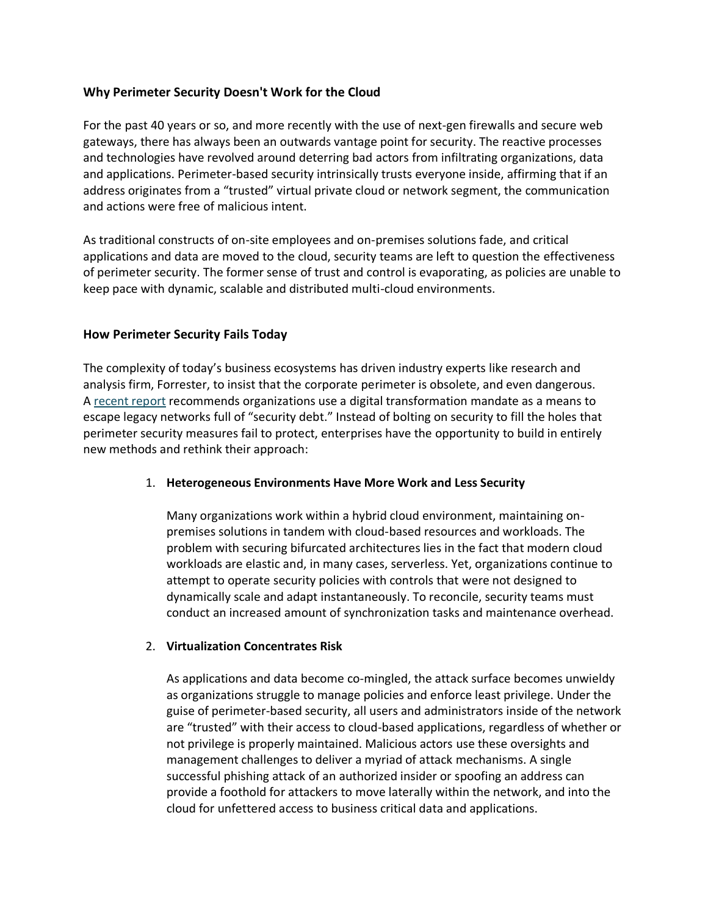## Why Perimeter Security Doesn't Work for the Cloud

For the past 40 years or so, and more recently with the use of next-gen firewalls and secure web gateways, there has always been an outwards vantage point for security. The reactive processes and technologies have revolved around deterring bad actors from infiltrating organizations, data and applications. Perimeter-based security intrinsically trusts everyone inside, affirming that if an address originates from a "trusted" virtual private cloud or network segment, the communication and actions were free of malicious intent.

As traditional constructs of on-site employees and on-premises solutions fade, and critical applications and data are moved to the cloud, security teams are left to question the effectiveness of perimeter security. The former sense of trust and control is evaporating, as policies are unable to keep pace with dynamic, scalable and distributed multi-cloud environments.

## How Perimeter Security Fails Today

The complexity of today's business ecosystems has driven industry experts like research and analysis firm, Forrester, to insist that the corporate perimeter is obsolete, and even dangerous. A recent report recommends organizations use a digital transformation mandate as a means to escape legacy networks full of "security debt." Instead of bolting on security to fill the holes that perimeter security measures fail to protect, enterprises have the opportunity to build in entirely new methods and rethink their approach:

1. **Heterogeneous Environments Have More Work and Less Security**

   Many organizations work within a hybrid cloud environment, maintaining on-premises solutions in tandem with cloud-based resources and workloads. The problem with securing bifurcated architectures lies in the fact that modern cloud workloads are elastic and, in many cases, serverless. Yet, organizations continue to attempt to operate security policies with controls that were not designed to dynamically scale and adapt instantaneously. To reconcile, security teams must conduct an increased amount of synchronization tasks and maintenance overhead.

2. **Virtualization Concentrates Risk**

   As applications and data become co-mingled, the attack surface becomes unwieldy as organizations struggle to manage policies and enforce least privilege. Under the guise of perimeter-based security, all users and administrators inside of the network are "trusted" with their access to cloud-based applications, regardless of whether or not privilege is properly maintained. Malicious actors use these oversights and management challenges to deliver a myriad of attack mechanisms. A single successful phishing attack of an authorized insider or spoofing an address can provide a foothold for attackers to move laterally within the network, and into the cloud for unfettered access to business critical data and applications.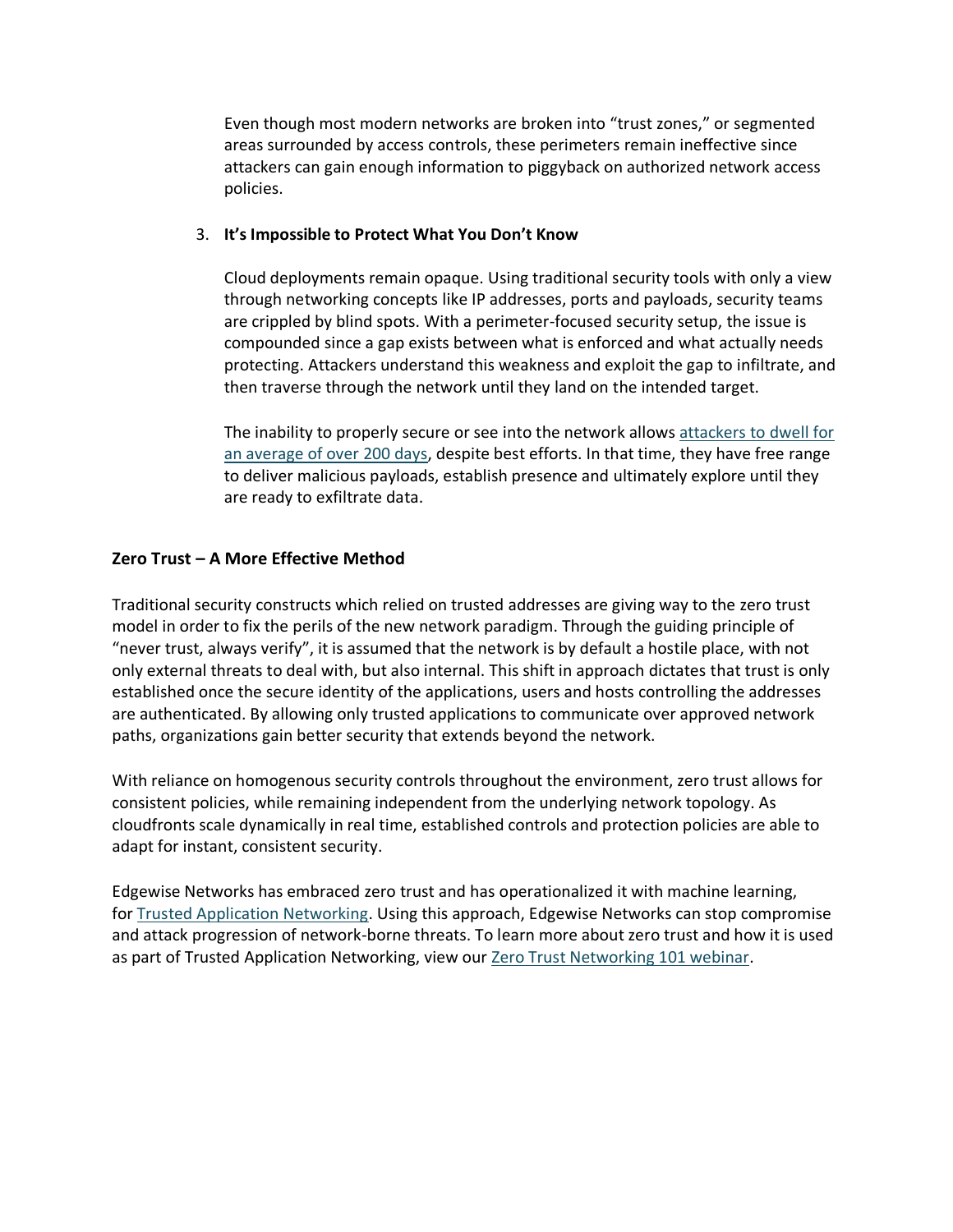Even though most modern networks are broken into "trust zones," or segmented areas surrounded by access controls, these perimeters remain ineffective since attackers can gain enough information to piggyback on authorized network access policies.

3. **It's Impossible to Protect What You Don't Know**

   Cloud deployments remain opaque. Using traditional security tools with only a view through networking concepts like IP addresses, ports and payloads, security teams are crippled by blind spots. With a perimeter-focused security setup, the issue is compounded since a gap exists between what is enforced and what actually needs protecting. Attackers understand this weakness and exploit the gap to infiltrate, and then traverse through the network until they land on the intended target.

   The inability to properly secure or see into the network allows attackers to dwell for an average of over 200 days, despite best efforts. In that time, they have free range to deliver malicious payloads, establish presence and ultimately explore until they are ready to exfiltrate data.

## Zero Trust – A More Effective Method

Traditional security constructs which relied on trusted addresses are giving way to the zero trust model in order to fix the perils of the new network paradigm. Through the guiding principle of "never trust, always verify", it is assumed that the network is by default a hostile place, with not only external threats to deal with, but also internal. This shift in approach dictates that trust is only established once the secure identity of the applications, users and hosts controlling the addresses are authenticated. By allowing only trusted applications to communicate over approved network paths, organizations gain better security that extends beyond the network.

With reliance on homogenous security controls throughout the environment, zero trust allows for consistent policies, while remaining independent from the underlying network topology. As cloudfronts scale dynamically in real time, established controls and protection policies are able to adapt for instant, consistent security.

Edgewise Networks has embraced zero trust and has operationalized it with machine learning, for Trusted Application Networking. Using this approach, Edgewise Networks can stop compromise and attack progression of network-borne threats. To learn more about zero trust and how it is used as part of Trusted Application Networking, view our Zero Trust Networking 101 webinar.